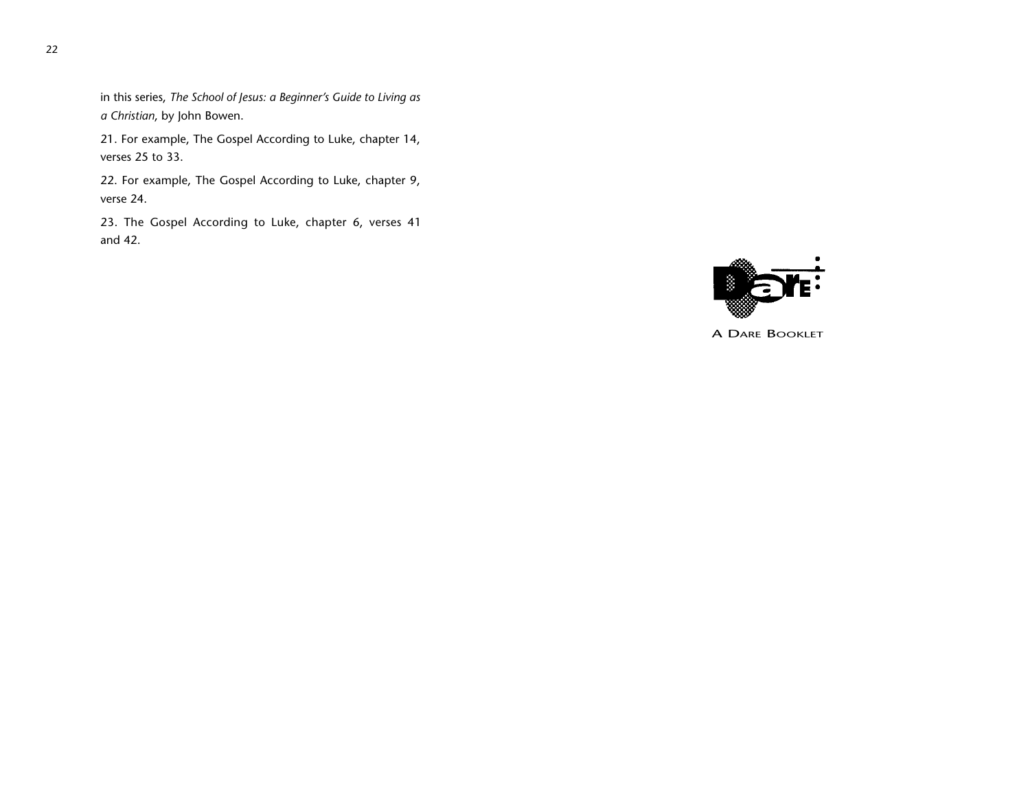in this series, *The School of Jesus: a Beginner's Guide to Living as a Christian*, by John Bowen.

21. For example, The Gospel According to Luke, chapter 14, verses 25 to 33.

22. For example, The Gospel According to Luke, chapter 9, verse 24.

23. The Gospel According to Luke, chapter 6, verses 41 and 42.

A Dare Booklet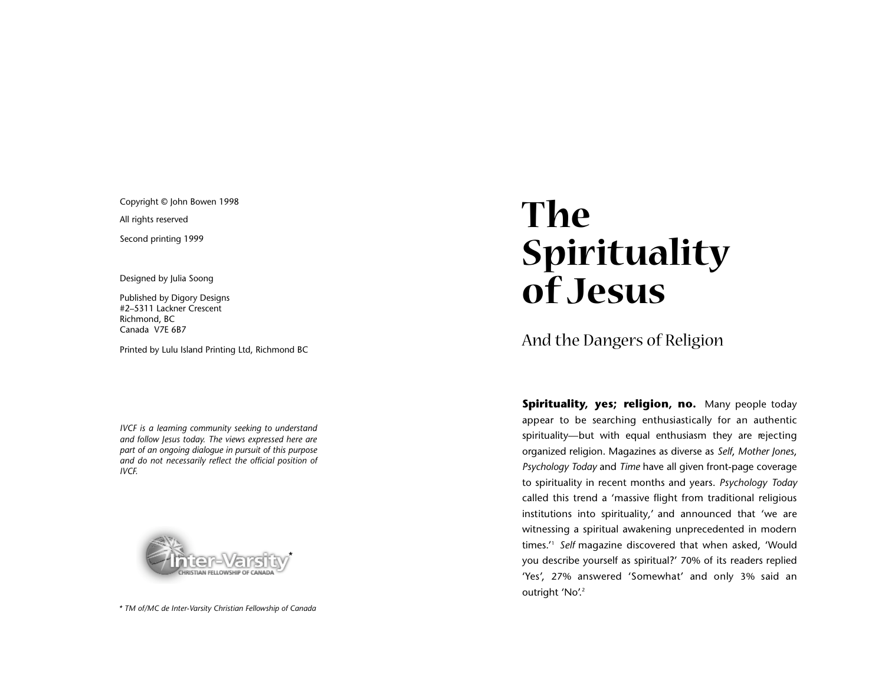Copyright © John Bowen 1998

All rights reserved

Second printing 1999

Designed by Julia Soong

Published by Digory Designs
#2–5311 Lackner Crescent
Richmond, BC
Canada V7E 6B7

Printed by Lulu Island Printing Ltd, Richmond BC

*IVCF is a learning community seeking to understand and follow Jesus today. The views expressed here are part of an ongoing dialogue in pursuit of this purpose and do not necessarily reflect the official position of IVCF.*

Inter-Varsity* Christian Fellowship of Canada

* *TM of/MC de Inter-Varsity Christian Fellowship of Canada*

# The Spirituality of Jesus

## And the Dangers of Religion

**Spirituality, yes; religion, no.** Many people today appear to be searching enthusiastically for an authentic spirituality—but with equal enthusiasm they are rejecting organized religion. Magazines as diverse as *Self*, *Mother Jones*, *Psychology Today* and *Time* have all given front-page coverage to spirituality in recent months and years. *Psychology Today* called this trend a 'massive flight from traditional religious institutions into spirituality,' and announced that 'we are witnessing a spiritual awakening unprecedented in modern times.'[1] *Self* magazine discovered that when asked, 'Would you describe yourself as spiritual?' 70% of its readers replied 'Yes', 27% answered 'Somewhat' and only 3% said an outright 'No'.[2]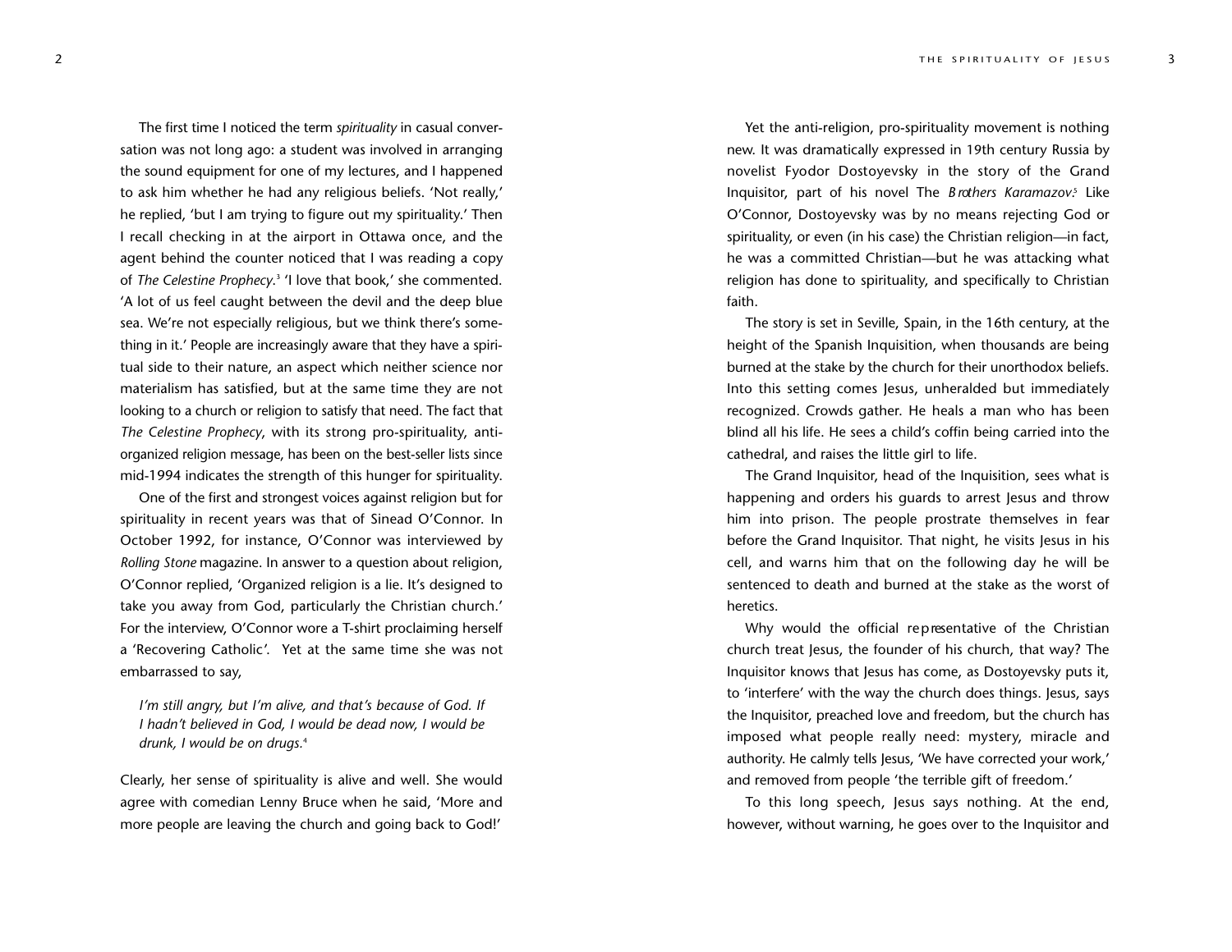The first time I noticed the term *spirituality* in casual conversation was not long ago: a student was involved in arranging the sound equipment for one of my lectures, and I happened to ask him whether he had any religious beliefs. 'Not really,' he replied, 'but I am trying to figure out my spirituality.' Then I recall checking in at the airport in Ottawa once, and the agent behind the counter noticed that I was reading a copy of *The Celestine Prophecy*.[3] 'I love that book,' she commented. 'A lot of us feel caught between the devil and the deep blue sea. We're not especially religious, but we think there's something in it.' People are increasingly aware that they have a spiritual side to their nature, an aspect which neither science nor materialism has satisfied, but at the same time they are not looking to a church or religion to satisfy that need. The fact that *The Celestine Prophecy*, with its strong pro-spirituality, anti-organized religion message, has been on the best-seller lists since mid-1994 indicates the strength of this hunger for spirituality.

One of the first and strongest voices against religion but for spirituality in recent years was that of Sinead O'Connor. In October 1992, for instance, O'Connor was interviewed by *Rolling Stone* magazine. In answer to a question about religion, O'Connor replied, 'Organized religion is a lie. It's designed to take you away from God, particularly the Christian church.' For the interview, O'Connor wore a T-shirt proclaiming herself a 'Recovering Catholic'. Yet at the same time she was not embarrassed to say,

> *I'm still angry, but I'm alive, and that's because of God. If I hadn't believed in God, I would be dead now, I would be drunk, I would be on drugs.*[4]

Clearly, her sense of spirituality is alive and well. She would agree with comedian Lenny Bruce when he said, 'More and more people are leaving the church and going back to God!'

Yet the anti-religion, pro-spirituality movement is nothing new. It was dramatically expressed in 19th century Russia by novelist Fyodor Dostoyevsky in the story of the Grand Inquisitor, part of his novel The *Brothers Karamazov*.[5] Like O'Connor, Dostoyevsky was by no means rejecting God or spirituality, or even (in his case) the Christian religion—in fact, he was a committed Christian—but he was attacking what religion has done to spirituality, and specifically to Christian faith.

The story is set in Seville, Spain, in the 16th century, at the height of the Spanish Inquisition, when thousands are being burned at the stake by the church for their unorthodox beliefs. Into this setting comes Jesus, unheralded but immediately recognized. Crowds gather. He heals a man who has been blind all his life. He sees a child's coffin being carried into the cathedral, and raises the little girl to life.

The Grand Inquisitor, head of the Inquisition, sees what is happening and orders his guards to arrest Jesus and throw him into prison. The people prostrate themselves in fear before the Grand Inquisitor. That night, he visits Jesus in his cell, and warns him that on the following day he will be sentenced to death and burned at the stake as the worst of heretics.

Why would the official representative of the Christian church treat Jesus, the founder of his church, that way? The Inquisitor knows that Jesus has come, as Dostoyevsky puts it, to 'interfere' with the way the church does things. Jesus, says the Inquisitor, preached love and freedom, but the church has imposed what people really need: mystery, miracle and authority. He calmly tells Jesus, 'We have corrected your work,' and removed from people 'the terrible gift of freedom.'

To this long speech, Jesus says nothing. At the end, however, without warning, he goes over to the Inquisitor and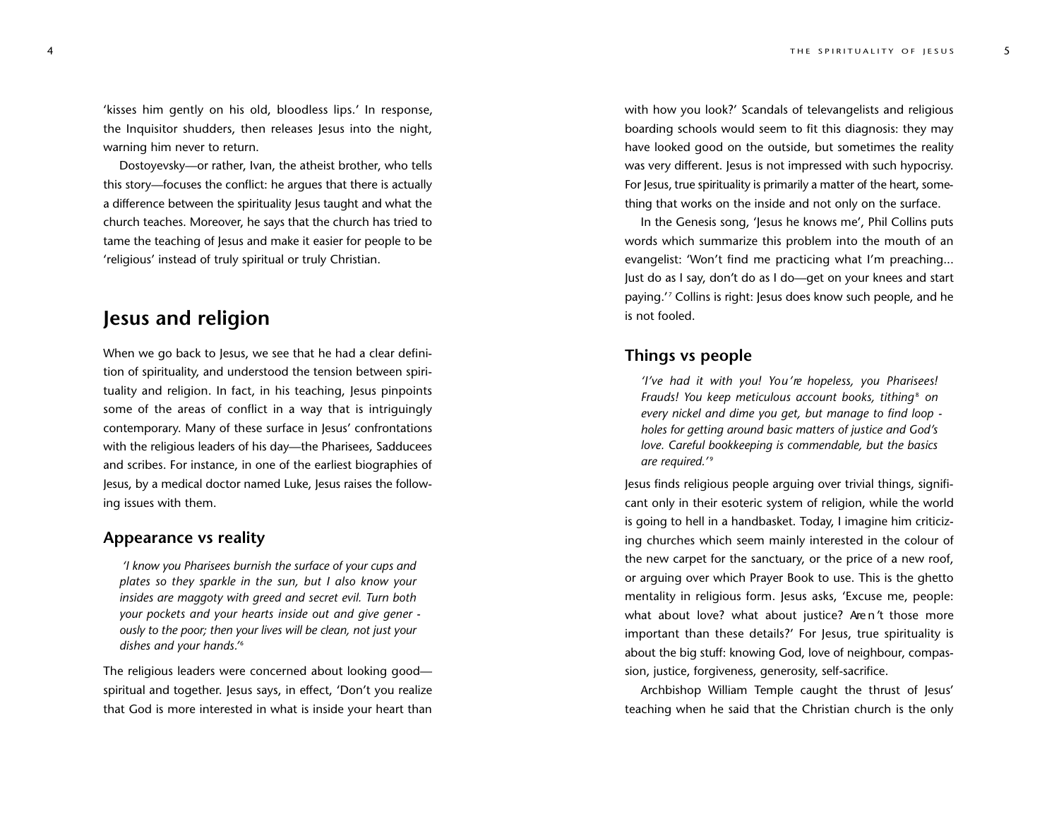'kisses him gently on his old, bloodless lips.' In response, the Inquisitor shudders, then releases Jesus into the night, warning him never to return.

Dostoyevsky—or rather, Ivan, the atheist brother, who tells this story—focuses the conflict: he argues that there is actually a difference between the spirituality Jesus taught and what the church teaches. Moreover, he says that the church has tried to tame the teaching of Jesus and make it easier for people to be 'religious' instead of truly spiritual or truly Christian.

## Jesus and religion

When we go back to Jesus, we see that he had a clear definition of spirituality, and understood the tension between spirituality and religion. In fact, in his teaching, Jesus pinpoints some of the areas of conflict in a way that is intriguingly contemporary. Many of these surface in Jesus' confrontations with the religious leaders of his day—the Pharisees, Sadducees and scribes. For instance, in one of the earliest biographies of Jesus, by a medical doctor named Luke, Jesus raises the following issues with them.

### Appearance vs reality

> *'I know you Pharisees burnish the surface of your cups and plates so they sparkle in the sun, but I also know your insides are maggoty with greed and secret evil. Turn both your pockets and your hearts inside out and give generously to the poor; then your lives will be clean, not just your dishes and your hands.'*[6]

The religious leaders were concerned about looking good—spiritual and together. Jesus says, in effect, 'Don't you realize that God is more interested in what is inside your heart than with how you look?' Scandals of televangelists and religious boarding schools would seem to fit this diagnosis: they may have looked good on the outside, but sometimes the reality was very different. Jesus is not impressed with such hypocrisy. For Jesus, true spirituality is primarily a matter of the heart, something that works on the inside and not only on the surface.

In the Genesis song, 'Jesus he knows me', Phil Collins puts words which summarize this problem into the mouth of an evangelist: 'Won't find me practicing what I'm preaching... Just do as I say, don't do as I do—get on your knees and start paying.'[7] Collins is right: Jesus does know such people, and he is not fooled.

### Things vs people

> *'I've had it with you! You're hopeless, you Pharisees! Frauds! You keep meticulous account books, tithing[8] on every nickel and dime you get, but manage to find loopholes for getting around basic matters of justice and God's love. Careful bookkeeping is commendable, but the basics are required.'*[9]

Jesus finds religious people arguing over trivial things, significant only in their esoteric system of religion, while the world is going to hell in a handbasket. Today, I imagine him criticizing churches which seem mainly interested in the colour of the new carpet for the sanctuary, or the price of a new roof, or arguing over which Prayer Book to use. This is the ghetto mentality in religious form. Jesus asks, 'Excuse me, people: what about love? what about justice? Aren't those more important than these details?' For Jesus, true spirituality is about the big stuff: knowing God, love of neighbour, compassion, justice, forgiveness, generosity, self-sacrifice.

Archbishop William Temple caught the thrust of Jesus' teaching when he said that the Christian church is the only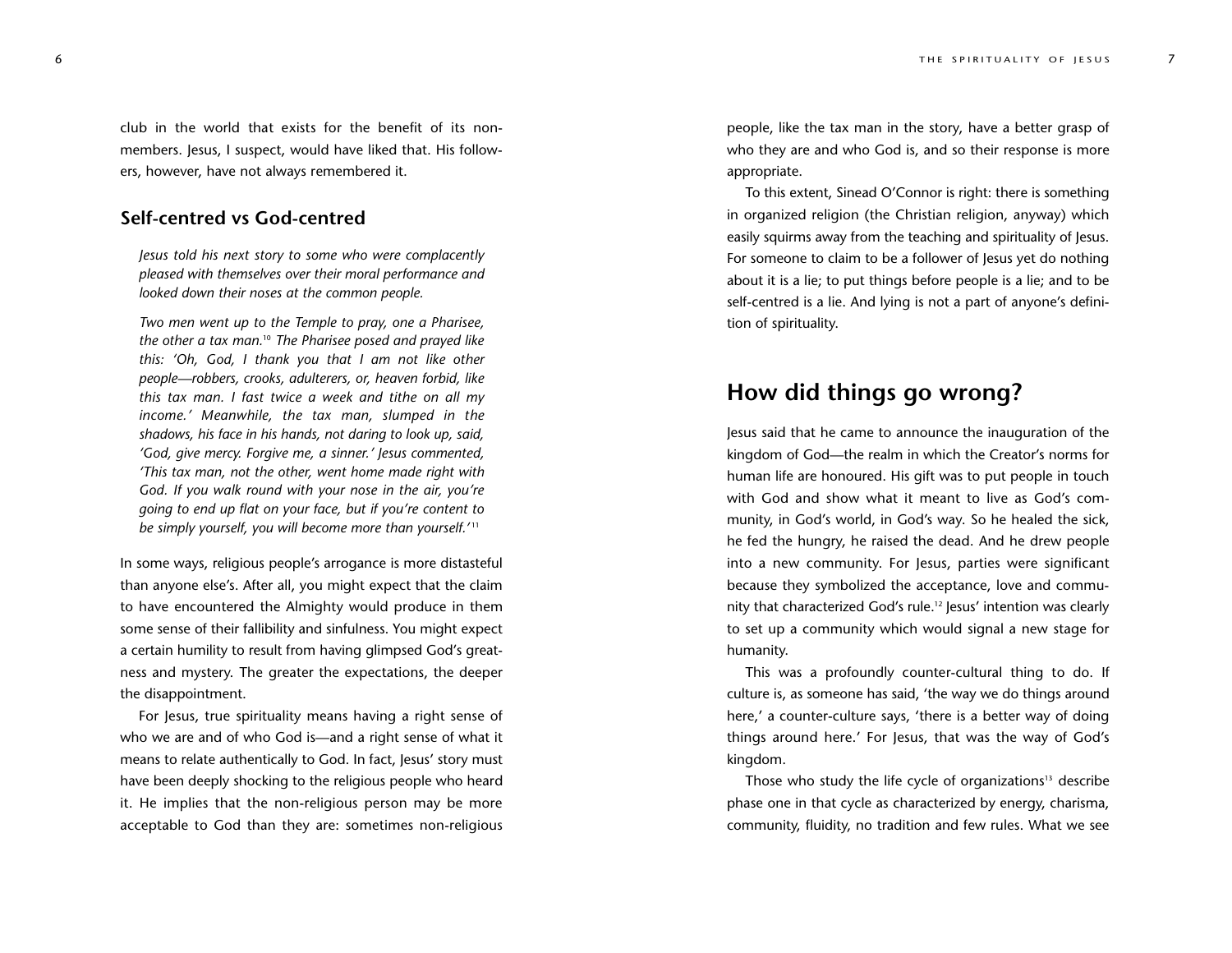club in the world that exists for the benefit of its non-members. Jesus, I suspect, would have liked that. His followers, however, have not always remembered it.

### Self-centred vs God-centred

*Jesus told his next story to some who were complacently pleased with themselves over their moral performance and looked down their noses at the common people.*

*Two men went up to the Temple to pray, one a Pharisee, the other a tax man.*[10] *The Pharisee posed and prayed like this: 'Oh, God, I thank you that I am not like other people—robbers, crooks, adulterers, or, heaven forbid, like this tax man. I fast twice a week and tithe on all my income.' Meanwhile, the tax man, slumped in the shadows, his face in his hands, not daring to look up, said, 'God, give mercy. Forgive me, a sinner.' Jesus commented, 'This tax man, not the other, went home made right with God. If you walk round with your nose in the air, you're going to end up flat on your face, but if you're content to be simply yourself, you will become more than yourself.'*[11]

In some ways, religious people's arrogance is more distasteful than anyone else's. After all, you might expect that the claim to have encountered the Almighty would produce in them some sense of their fallibility and sinfulness. You might expect a certain humility to result from having glimpsed God's greatness and mystery. The greater the expectations, the deeper the disappointment.

For Jesus, true spirituality means having a right sense of who we are and of who God is—and a right sense of what it means to relate authentically to God. In fact, Jesus' story must have been deeply shocking to the religious people who heard it. He implies that the non-religious person may be more acceptable to God than they are: sometimes non-religious people, like the tax man in the story, have a better grasp of who they are and who God is, and so their response is more appropriate.

To this extent, Sinead O'Connor is right: there is something in organized religion (the Christian religion, anyway) which easily squirms away from the teaching and spirituality of Jesus. For someone to claim to be a follower of Jesus yet do nothing about it is a lie; to put things before people is a lie; and to be self-centred is a lie. And lying is not a part of anyone's definition of spirituality.

## How did things go wrong?

Jesus said that he came to announce the inauguration of the kingdom of God—the realm in which the Creator's norms for human life are honoured. His gift was to put people in touch with God and show what it meant to live as God's community, in God's world, in God's way. So he healed the sick, he fed the hungry, he raised the dead. And he drew people into a new community. For Jesus, parties were significant because they symbolized the acceptance, love and community that characterized God's rule.[12] Jesus' intention was clearly to set up a community which would signal a new stage for humanity.

This was a profoundly counter-cultural thing to do. If culture is, as someone has said, 'the way we do things around here,' a counter-culture says, 'there is a better way of doing things around here.' For Jesus, that was the way of God's kingdom.

Those who study the life cycle of organizations[13] describe phase one in that cycle as characterized by energy, charisma, community, fluidity, no tradition and few rules. What we see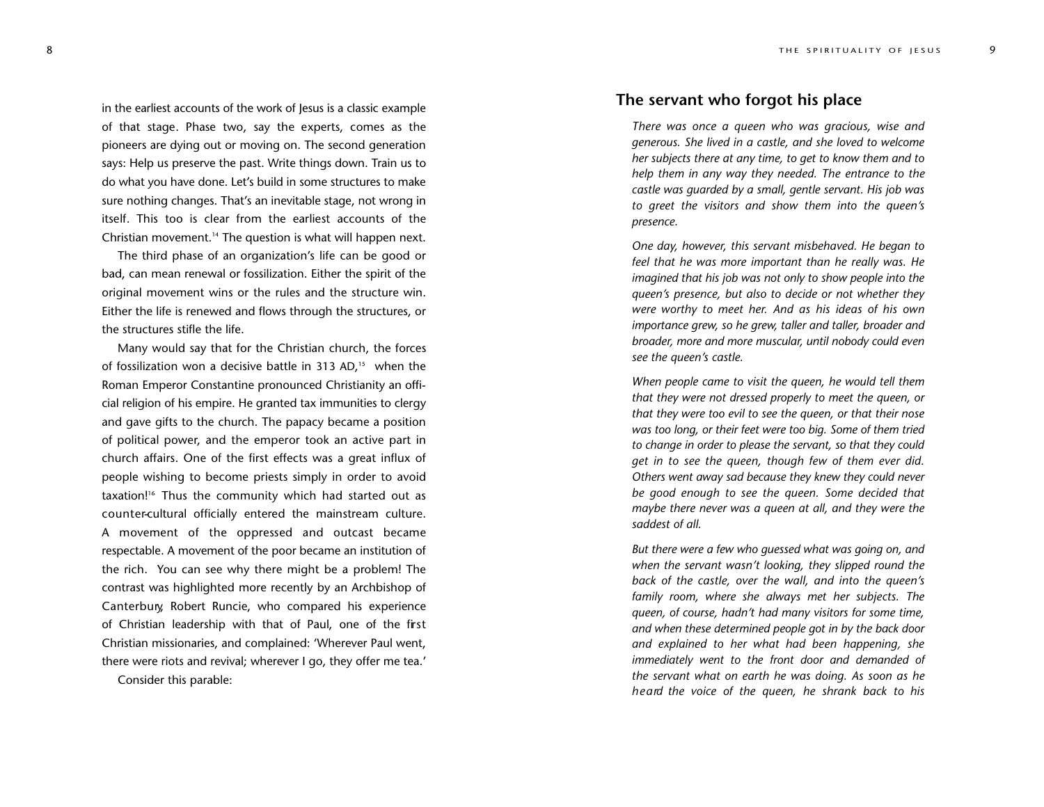in the earliest accounts of the work of Jesus is a classic example of that stage. Phase two, say the experts, comes as the pioneers are dying out or moving on. The second generation says: Help us preserve the past. Write things down. Train us to do what you have done. Let's build in some structures to make sure nothing changes. That's an inevitable stage, not wrong in itself. This too is clear from the earliest accounts of the Christian movement.[14] The question is what will happen next.

The third phase of an organization's life can be good or bad, can mean renewal or fossilization. Either the spirit of the original movement wins or the rules and the structure win. Either the life is renewed and flows through the structures, or the structures stifle the life.

Many would say that for the Christian church, the forces of fossilization won a decisive battle in 313 AD,[15] when the Roman Emperor Constantine pronounced Christianity an official religion of his empire. He granted tax immunities to clergy and gave gifts to the church. The papacy became a position of political power, and the emperor took an active part in church affairs. One of the first effects was a great influx of people wishing to become priests simply in order to avoid taxation![16] Thus the community which had started out as counter-cultural officially entered the mainstream culture. A movement of the oppressed and outcast became respectable. A movement of the poor became an institution of the rich. You can see why there might be a problem! The contrast was highlighted more recently by an Archbishop of Canterbury, Robert Runcie, who compared his experience of Christian leadership with that of Paul, one of the first Christian missionaries, and complained: 'Wherever Paul went, there were riots and revival; wherever I go, they offer me tea.'

Consider this parable:

## The servant who forgot his place

*There was once a queen who was gracious, wise and generous. She lived in a castle, and she loved to welcome her subjects there at any time, to get to know them and to help them in any way they needed. The entrance to the castle was guarded by a small, gentle servant. His job was to greet the visitors and show them into the queen's presence.*

*One day, however, this servant misbehaved. He began to feel that he was more important than he really was. He imagined that his job was not only to show people into the queen's presence, but also to decide or not whether they were worthy to meet her. And as his ideas of his own importance grew, so he grew, taller and taller, broader and broader, more and more muscular, until nobody could even see the queen's castle.*

*When people came to visit the queen, he would tell them that they were not dressed properly to meet the queen, or that they were too evil to see the queen, or that their nose was too long, or their feet were too big. Some of them tried to change in order to please the servant, so that they could get in to see the queen, though few of them ever did. Others went away sad because they knew they could never be good enough to see the queen. Some decided that maybe there never was a queen at all, and they were the saddest of all.*

*But there were a few who guessed what was going on, and when the servant wasn't looking, they slipped round the back of the castle, over the wall, and into the queen's family room, where she always met her subjects. The queen, of course, hadn't had many visitors for some time, and when these determined people got in by the back door and explained to her what had been happening, she immediately went to the front door and demanded of the servant what on earth he was doing. As soon as he heard the voice of the queen, he shrank back to his*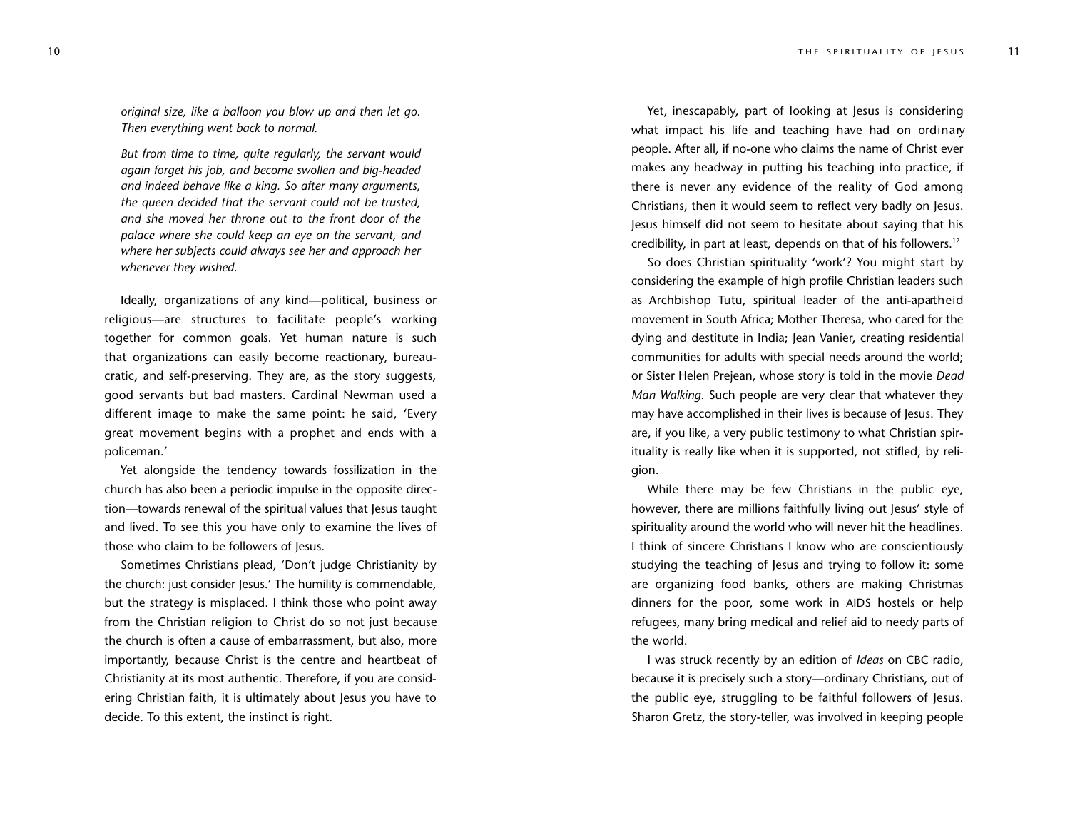*original size, like a balloon you blow up and then let go. Then everything went back to normal.*

*But from time to time, quite regularly, the servant would again forget his job, and become swollen and big-headed and indeed behave like a king. So after many arguments, the queen decided that the servant could not be trusted, and she moved her throne out to the front door of the palace where she could keep an eye on the servant, and where her subjects could always see her and approach her whenever they wished.*

Ideally, organizations of any kind—political, business or religious—are structures to facilitate people's working together for common goals. Yet human nature is such that organizations can easily become reactionary, bureaucratic, and self-preserving. They are, as the story suggests, good servants but bad masters. Cardinal Newman used a different image to make the same point: he said, 'Every great movement begins with a prophet and ends with a policeman.'

Yet alongside the tendency towards fossilization in the church has also been a periodic impulse in the opposite direction—towards renewal of the spiritual values that Jesus taught and lived. To see this you have only to examine the lives of those who claim to be followers of Jesus.

Sometimes Christians plead, 'Don't judge Christianity by the church: just consider Jesus.' The humility is commendable, but the strategy is misplaced. I think those who point away from the Christian religion to Christ do so not just because the church is often a cause of embarrassment, but also, more importantly, because Christ is the centre and heartbeat of Christianity at its most authentic. Therefore, if you are considering Christian faith, it is ultimately about Jesus you have to decide. To this extent, the instinct is right.

Yet, inescapably, part of looking at Jesus is considering what impact his life and teaching have had on ordinary people. After all, if no-one who claims the name of Christ ever makes any headway in putting his teaching into practice, if there is never any evidence of the reality of God among Christians, then it would seem to reflect very badly on Jesus. Jesus himself did not seem to hesitate about saying that his credibility, in part at least, depends on that of his followers.[17]

So does Christian spirituality 'work'? You might start by considering the example of high profile Christian leaders such as Archbishop Tutu, spiritual leader of the anti-apartheid movement in South Africa; Mother Theresa, who cared for the dying and destitute in India; Jean Vanier, creating residential communities for adults with special needs around the world; or Sister Helen Prejean, whose story is told in the movie *Dead Man Walking.* Such people are very clear that whatever they may have accomplished in their lives is because of Jesus. They are, if you like, a very public testimony to what Christian spirituality is really like when it is supported, not stifled, by religion.

While there may be few Christians in the public eye, however, there are millions faithfully living out Jesus' style of spirituality around the world who will never hit the headlines. I think of sincere Christians I know who are conscientiously studying the teaching of Jesus and trying to follow it: some are organizing food banks, others are making Christmas dinners for the poor, some work in AIDS hostels or help refugees, many bring medical and relief aid to needy parts of the world.

I was struck recently by an edition of *Ideas* on CBC radio, because it is precisely such a story—ordinary Christians, out of the public eye, struggling to be faithful followers of Jesus. Sharon Gretz, the story-teller, was involved in keeping people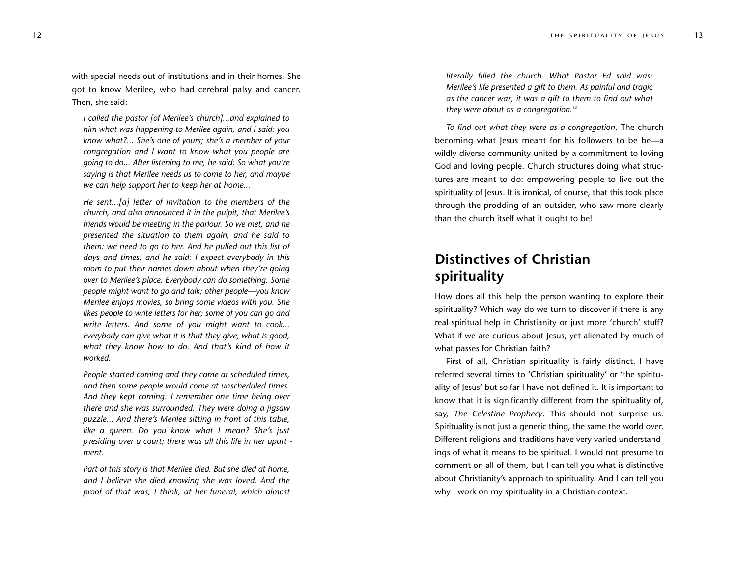with special needs out of institutions and in their homes. She got to know Merilee, who had cerebral palsy and cancer. Then, she said:

> *I called the pastor [of Merilee's church]...and explained to him what was happening to Merilee again, and I said: you know what?... She's one of yours; she's a member of your congregation and I want to know what you people are going to do... After listening to me, he said: So what you're saying is that Merilee needs us to come to her, and maybe we can help support her to keep her at home...*
>
> *He sent...[a] letter of invitation to the members of the church, and also announced it in the pulpit, that Merilee's friends would be meeting in the parlour. So we met, and he presented the situation to them again, and he said to them: we need to go to her. And he pulled out this list of days and times, and he said: I expect everybody in this room to put their names down about when they're going over to Merilee's place. Everybody can do something. Some people might want to go and talk; other people—you know Merilee enjoys movies, so bring some videos with you. She likes people to write letters for her; some of you can go and write letters. And some of you might want to cook... Everybody can give what it is that they give, what is good, what they know how to do. And that's kind of how it worked.*
>
> *People started coming and they came at scheduled times, and then some people would come at unscheduled times. And they kept coming. I remember one time being over there and she was surrounded. They were doing a jigsaw puzzle... And there's Merilee sitting in front of this table, like a queen. Do you know what I mean? She's just presiding over a court; there was all this life in her apartment.*
>
> *Part of this story is that Merilee died. But she died at home, and I believe she died knowing she was loved. And the proof of that was, I think, at her funeral, which almost literally filled the church...What Pastor Ed said was: Merilee's life presented a gift to them. As painful and tragic as the cancer was, it was a gift to them to find out what they were about as a congregation.*[18]

*To find out what they were as a congregation*. The church becoming what Jesus meant for his followers to be be—a wildly diverse community united by a commitment to loving God and loving people. Church structures doing what structures are meant to do: empowering people to live out the spirituality of Jesus. It is ironical, of course, that this took place through the prodding of an outsider, who saw more clearly than the church itself what it ought to be!

## Distinctives of Christian spirituality

How does all this help the person wanting to explore their spirituality? Which way do we turn to discover if there is any real spiritual help in Christianity or just more 'church' stuff? What if we are curious about Jesus, yet alienated by much of what passes for Christian faith?

First of all, Christian spirituality is fairly distinct. I have referred several times to 'Christian spirituality' or 'the spirituality of Jesus' but so far I have not defined it. It is important to know that it is significantly different from the spirituality of, say, *The Celestine Prophecy*. This should not surprise us. Spirituality is not just a generic thing, the same the world over. Different religions and traditions have very varied understandings of what it means to be spiritual. I would not presume to comment on all of them, but I can tell you what is distinctive about Christianity's approach to spirituality. And I can tell you why I work on my spirituality in a Christian context.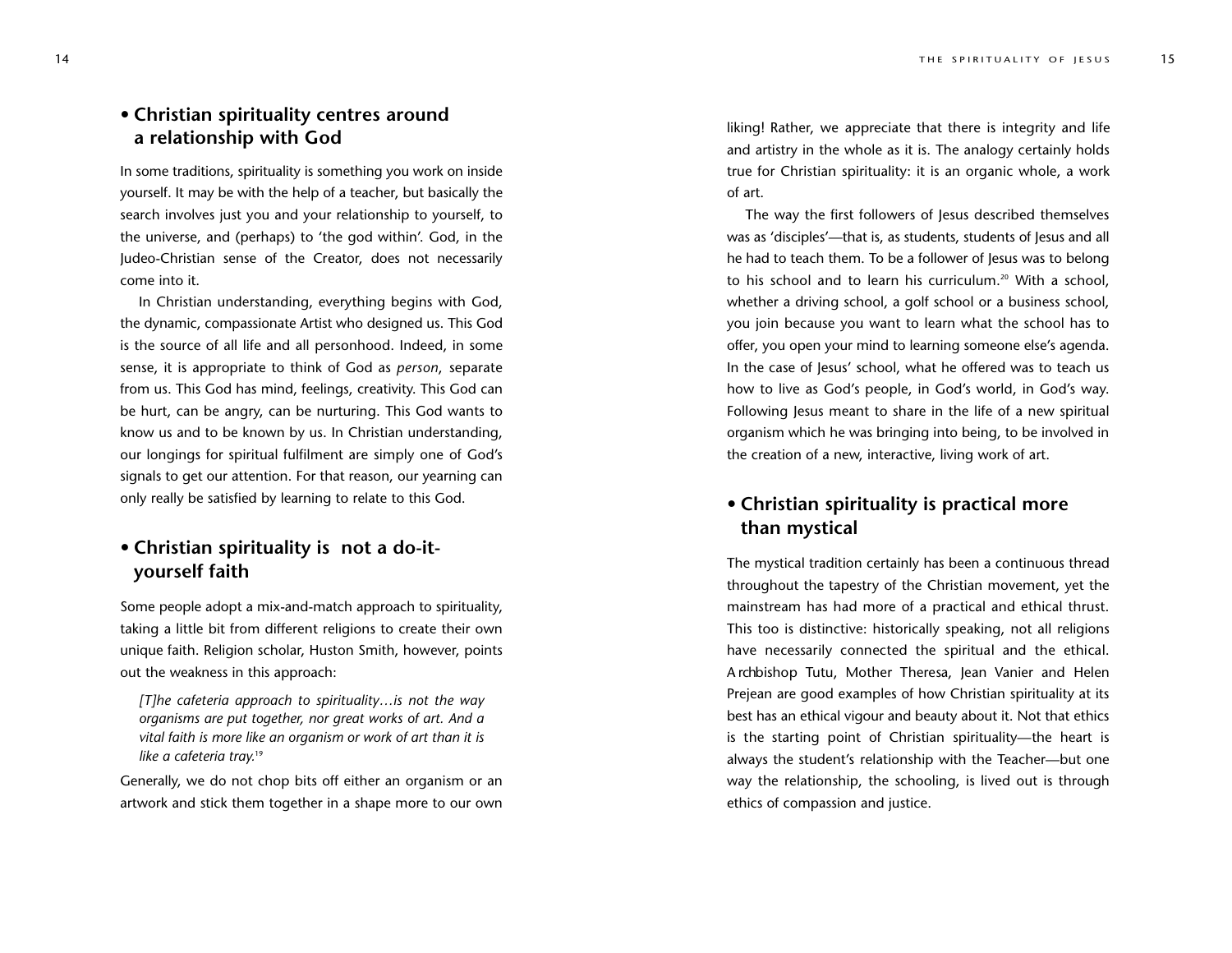## • Christian spirituality centres around a relationship with God

In some traditions, spirituality is something you work on inside yourself. It may be with the help of a teacher, but basically the search involves just you and your relationship to yourself, to the universe, and (perhaps) to 'the god within'. God, in the Judeo-Christian sense of the Creator, does not necessarily come into it.

In Christian understanding, everything begins with God, the dynamic, compassionate Artist who designed us. This God is the source of all life and all personhood. Indeed, in some sense, it is appropriate to think of God as *person*, separate from us. This God has mind, feelings, creativity. This God can be hurt, can be angry, can be nurturing. This God wants to know us and to be known by us. In Christian understanding, our longings for spiritual fulfilment are simply one of God's signals to get our attention. For that reason, our yearning can only really be satisfied by learning to relate to this God.

## • Christian spirituality is not a do-it-yourself faith

Some people adopt a mix-and-match approach to spirituality, taking a little bit from different religions to create their own unique faith. Religion scholar, Huston Smith, however, points out the weakness in this approach:

> *[T]he cafeteria approach to spirituality…is not the way organisms are put together, nor great works of art. And a vital faith is more like an organism or work of art than it is like a cafeteria tray.*[19]

Generally, we do not chop bits off either an organism or an artwork and stick them together in a shape more to our own liking! Rather, we appreciate that there is integrity and life and artistry in the whole as it is. The analogy certainly holds true for Christian spirituality: it is an organic whole, a work of art.

The way the first followers of Jesus described themselves was as 'disciples'—that is, as students, students of Jesus and all he had to teach them. To be a follower of Jesus was to belong to his school and to learn his curriculum.[20] With a school, whether a driving school, a golf school or a business school, you join because you want to learn what the school has to offer, you open your mind to learning someone else's agenda. In the case of Jesus' school, what he offered was to teach us how to live as God's people, in God's world, in God's way. Following Jesus meant to share in the life of a new spiritual organism which he was bringing into being, to be involved in the creation of a new, interactive, living work of art.

## • Christian spirituality is practical more than mystical

The mystical tradition certainly has been a continuous thread throughout the tapestry of the Christian movement, yet the mainstream has had more of a practical and ethical thrust. This too is distinctive: historically speaking, not all religions have necessarily connected the spiritual and the ethical. Archbishop Tutu, Mother Theresa, Jean Vanier and Helen Prejean are good examples of how Christian spirituality at its best has an ethical vigour and beauty about it. Not that ethics is the starting point of Christian spirituality—the heart is always the student's relationship with the Teacher—but one way the relationship, the schooling, is lived out is through ethics of compassion and justice.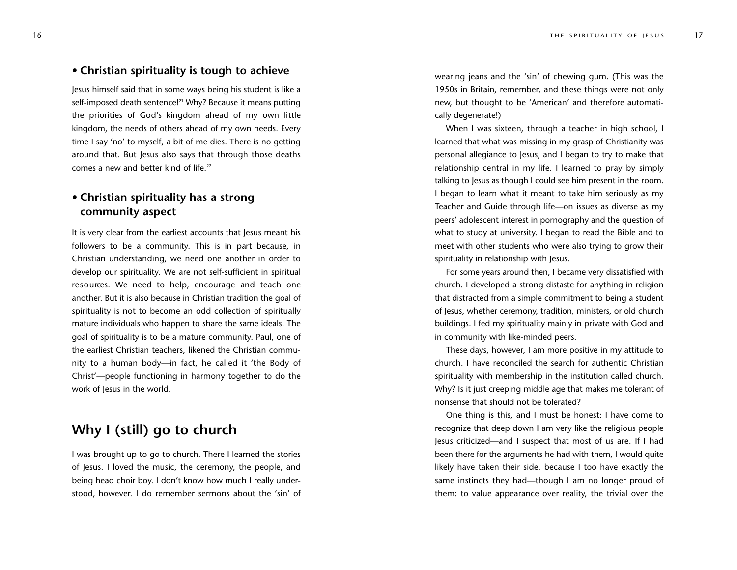- **Christian spirituality is tough to achieve**

Jesus himself said that in some ways being his student is like a self-imposed death sentence![21] Why? Because it means putting the priorities of God's kingdom ahead of my own little kingdom, the needs of others ahead of my own needs. Every time I say 'no' to myself, a bit of me dies. There is no getting around that. But Jesus also says that through those deaths comes a new and better kind of life.[22]

- **Christian spirituality has a strong community aspect**

It is very clear from the earliest accounts that Jesus meant his followers to be a community. This is in part because, in Christian understanding, we need one another in order to develop our spirituality. We are not self-sufficient in spiritual resources. We need to help, encourage and teach one another. But it is also because in Christian tradition the goal of spirituality is not to become an odd collection of spiritually mature individuals who happen to share the same ideals. The goal of spirituality is to be a mature community. Paul, one of the earliest Christian teachers, likened the Christian community to a human body—in fact, he called it 'the Body of Christ'—people functioning in harmony together to do the work of Jesus in the world.

## Why I (still) go to church

I was brought up to go to church. There I learned the stories of Jesus. I loved the music, the ceremony, the people, and being head choir boy. I don't know how much I really understood, however. I do remember sermons about the 'sin' of wearing jeans and the 'sin' of chewing gum. (This was the 1950s in Britain, remember, and these things were not only new, but thought to be 'American' and therefore automatically degenerate!)

When I was sixteen, through a teacher in high school, I learned that what was missing in my grasp of Christianity was personal allegiance to Jesus, and I began to try to make that relationship central in my life. I learned to pray by simply talking to Jesus as though I could see him present in the room. I began to learn what it meant to take him seriously as my Teacher and Guide through life—on issues as diverse as my peers' adolescent interest in pornography and the question of what to study at university. I began to read the Bible and to meet with other students who were also trying to grow their spirituality in relationship with Jesus.

For some years around then, I became very dissatisfied with church. I developed a strong distaste for anything in religion that distracted from a simple commitment to being a student of Jesus, whether ceremony, tradition, ministers, or old church buildings. I fed my spirituality mainly in private with God and in community with like-minded peers.

These days, however, I am more positive in my attitude to church. I have reconciled the search for authentic Christian spirituality with membership in the institution called church. Why? Is it just creeping middle age that makes me tolerant of nonsense that should not be tolerated?

One thing is this, and I must be honest: I have come to recognize that deep down I am very like the religious people Jesus criticized—and I suspect that most of us are. If I had been there for the arguments he had with them, I would quite likely have taken their side, because I too have exactly the same instincts they had—though I am no longer proud of them: to value appearance over reality, the trivial over the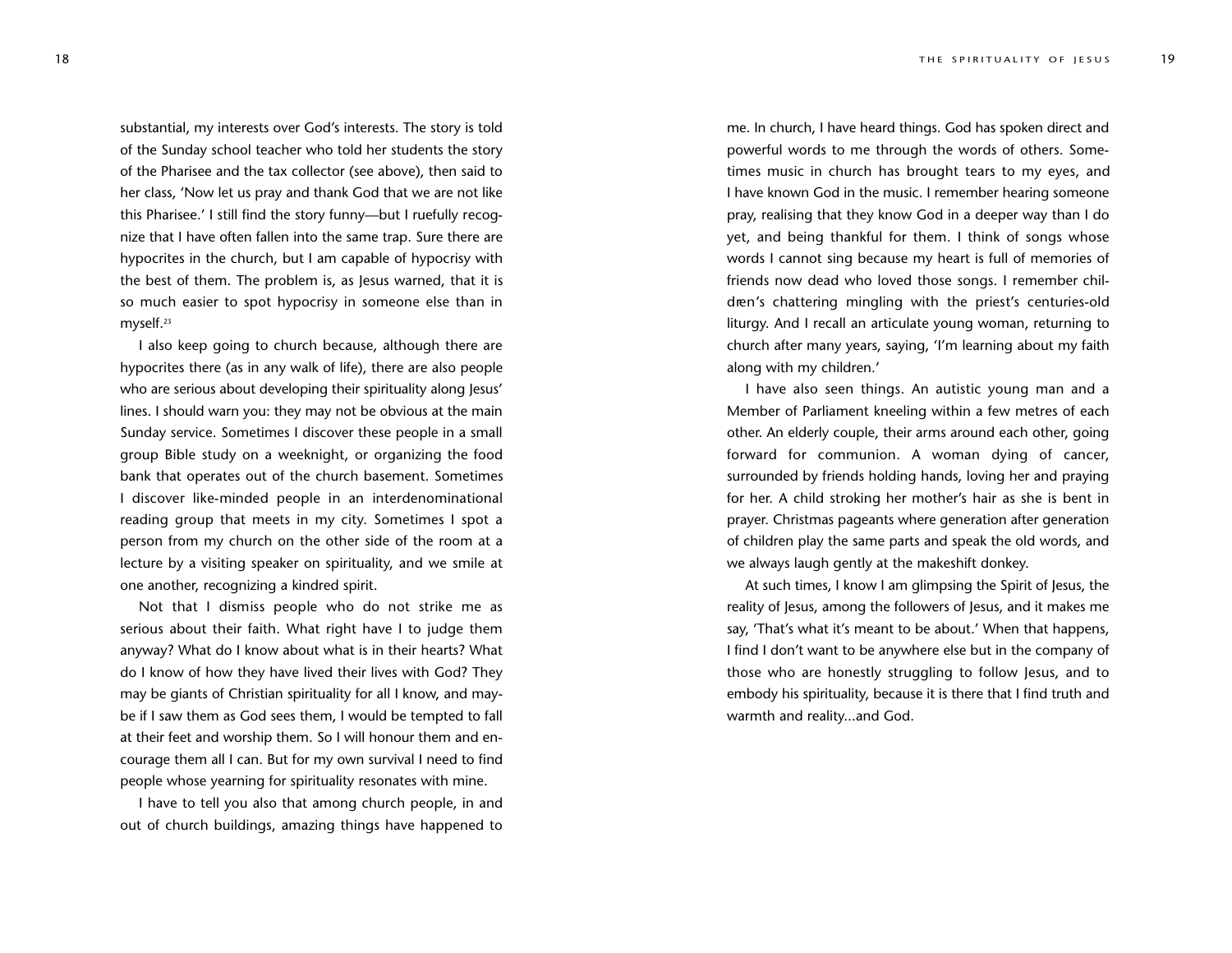substantial, my interests over God's interests. The story is told of the Sunday school teacher who told her students the story of the Pharisee and the tax collector (see above), then said to her class, 'Now let us pray and thank God that we are not like this Pharisee.' I still find the story funny—but I ruefully recognize that I have often fallen into the same trap. Sure there are hypocrites in the church, but I am capable of hypocrisy with the best of them. The problem is, as Jesus warned, that it is so much easier to spot hypocrisy in someone else than in myself.[23]

I also keep going to church because, although there are hypocrites there (as in any walk of life), there are also people who are serious about developing their spirituality along Jesus' lines. I should warn you: they may not be obvious at the main Sunday service. Sometimes I discover these people in a small group Bible study on a weeknight, or organizing the food bank that operates out of the church basement. Sometimes I discover like-minded people in an interdenominational reading group that meets in my city. Sometimes I spot a person from my church on the other side of the room at a lecture by a visiting speaker on spirituality, and we smile at one another, recognizing a kindred spirit.

Not that I dismiss people who do not strike me as serious about their faith. What right have I to judge them anyway? What do I know about what is in their hearts? What do I know of how they have lived their lives with God? They may be giants of Christian spirituality for all I know, and maybe if I saw them as God sees them, I would be tempted to fall at their feet and worship them. So I will honour them and encourage them all I can. But for my own survival I need to find people whose yearning for spirituality resonates with mine.

I have to tell you also that among church people, in and out of church buildings, amazing things have happened to me. In church, I have heard things. God has spoken direct and powerful words to me through the words of others. Sometimes music in church has brought tears to my eyes, and I have known God in the music. I remember hearing someone pray, realising that they know God in a deeper way than I do yet, and being thankful for them. I think of songs whose words I cannot sing because my heart is full of memories of friends now dead who loved those songs. I remember children's chattering mingling with the priest's centuries-old liturgy. And I recall an articulate young woman, returning to church after many years, saying, 'I'm learning about my faith along with my children.'

I have also seen things. An autistic young man and a Member of Parliament kneeling within a few metres of each other. An elderly couple, their arms around each other, going forward for communion. A woman dying of cancer, surrounded by friends holding hands, loving her and praying for her. A child stroking her mother's hair as she is bent in prayer. Christmas pageants where generation after generation of children play the same parts and speak the old words, and we always laugh gently at the makeshift donkey.

At such times, I know I am glimpsing the Spirit of Jesus, the reality of Jesus, among the followers of Jesus, and it makes me say, 'That's what it's meant to be about.' When that happens, I find I don't want to be anywhere else but in the company of those who are honestly struggling to follow Jesus, and to embody his spirituality, because it is there that I find truth and warmth and reality...and God.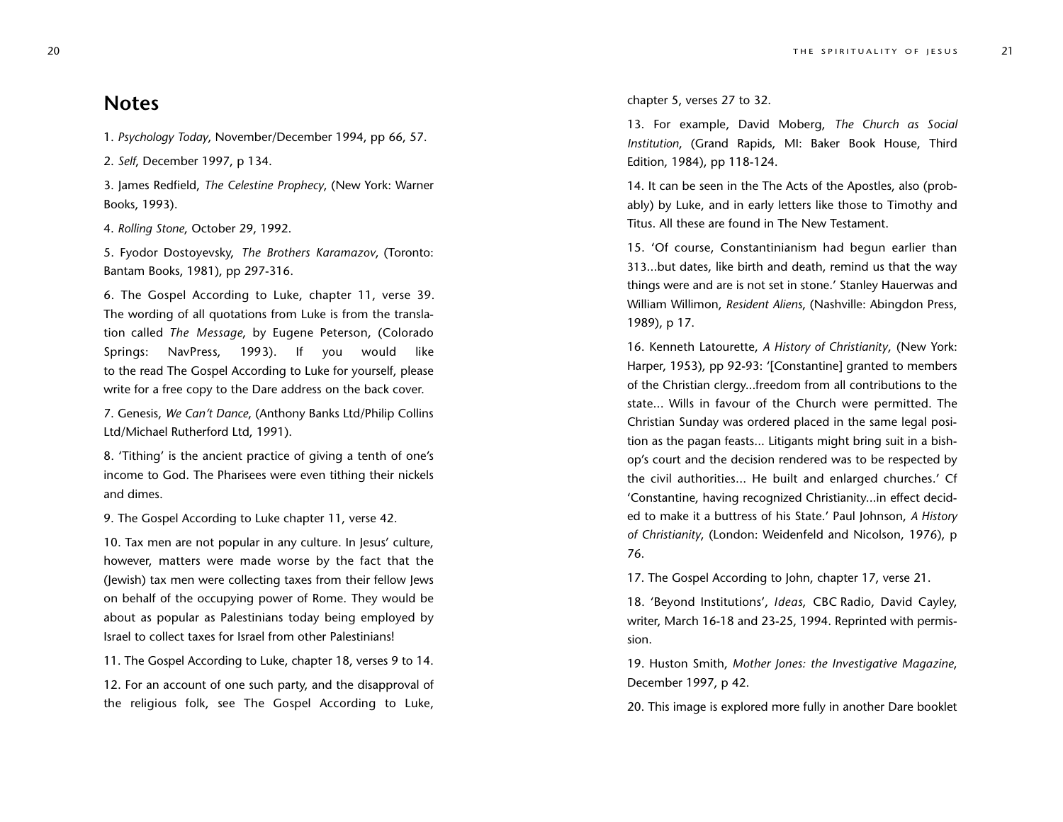## Notes

1. *Psychology Today*, November/December 1994, pp 66, 57.

2. *Self*, December 1997, p 134.

3. James Redfield, *The Celestine Prophecy*, (New York: Warner Books, 1993).

4. *Rolling Stone*, October 29, 1992.

5. Fyodor Dostoyevsky, *The Brothers Karamazov*, (Toronto: Bantam Books, 1981), pp 297-316.

6. The Gospel According to Luke, chapter 11, verse 39. The wording of all quotations from Luke is from the translation called *The Message*, by Eugene Peterson, (Colorado Springs: NavPress, 1993). If you would like to the read The Gospel According to Luke for yourself, please write for a free copy to the Dare address on the back cover.

7. Genesis, *We Can't Dance*, (Anthony Banks Ltd/Philip Collins Ltd/Michael Rutherford Ltd, 1991).

8. 'Tithing' is the ancient practice of giving a tenth of one's income to God. The Pharisees were even tithing their nickels and dimes.

9. The Gospel According to Luke chapter 11, verse 42.

10. Tax men are not popular in any culture. In Jesus' culture, however, matters were made worse by the fact that the (Jewish) tax men were collecting taxes from their fellow Jews on behalf of the occupying power of Rome. They would be about as popular as Palestinians today being employed by Israel to collect taxes for Israel from other Palestinians!

11. The Gospel According to Luke, chapter 18, verses 9 to 14.

12. For an account of one such party, and the disapproval of the religious folk, see The Gospel According to Luke, chapter 5, verses 27 to 32.

13. For example, David Moberg, *The Church as Social Institution*, (Grand Rapids, MI: Baker Book House, Third Edition, 1984), pp 118-124.

14. It can be seen in the The Acts of the Apostles, also (probably) by Luke, and in early letters like those to Timothy and Titus. All these are found in The New Testament.

15. 'Of course, Constantinianism had begun earlier than 313...but dates, like birth and death, remind us that the way things were and are is not set in stone.' Stanley Hauerwas and William Willimon, *Resident Aliens*, (Nashville: Abingdon Press, 1989), p 17.

16. Kenneth Latourette, *A History of Christianity*, (New York: Harper, 1953), pp 92-93: '[Constantine] granted to members of the Christian clergy...freedom from all contributions to the state... Wills in favour of the Church were permitted. The Christian Sunday was ordered placed in the same legal position as the pagan feasts... Litigants might bring suit in a bishop's court and the decision rendered was to be respected by the civil authorities... He built and enlarged churches.' Cf 'Constantine, having recognized Christianity...in effect decided to make it a buttress of his State.' Paul Johnson, *A History of Christianity*, (London: Weidenfeld and Nicolson, 1976), p 76.

17. The Gospel According to John, chapter 17, verse 21.

18. 'Beyond Institutions', *Ideas*, CBC Radio, David Cayley, writer, March 16-18 and 23-25, 1994. Reprinted with permission.

19. Huston Smith, *Mother Jones: the Investigative Magazine*, December 1997, p 42.

20. This image is explored more fully in another Dare booklet